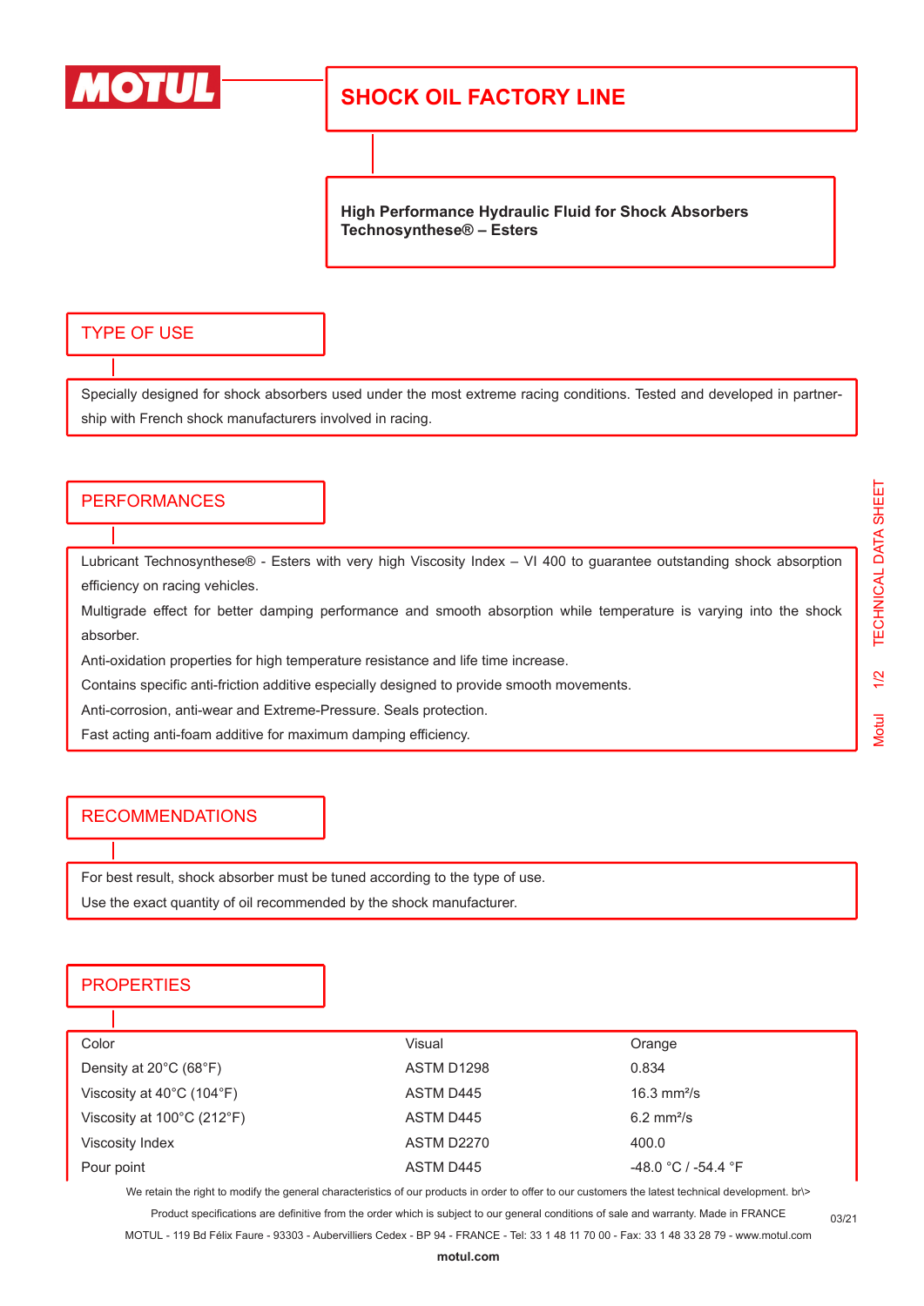# SHOCK OIL FACTORY LINE

**High Performance Hydraulic Fluid for Shock Absorbers**
**Technosynthese® – Esters**

## TYPE OF USE

Specially designed for shock absorbers used under the most extreme racing conditions. Tested and developed in partnership with French shock manufacturers involved in racing.

## PERFORMANCES

Lubricant Technosynthese® - Esters with very high Viscosity Index – VI 400 to guarantee outstanding shock absorption efficiency on racing vehicles.

Multigrade effect for better damping performance and smooth absorption while temperature is varying into the shock absorber.

Anti-oxidation properties for high temperature resistance and life time increase.

Contains specific anti-friction additive especially designed to provide smooth movements.

Anti-corrosion, anti-wear and Extreme-Pressure. Seals protection.

Fast acting anti-foam additive for maximum damping efficiency.

## RECOMMENDATIONS

For best result, shock absorber must be tuned according to the type of use.

Use the exact quantity of oil recommended by the shock manufacturer.

## PROPERTIES

| Property | Method | Value |
|---|---|---|
| Color | Visual | Orange |
| Density at 20°C (68°F) | ASTM D1298 | 0.834 |
| Viscosity at 40°C (104°F) | ASTM D445 | 16.3 mm²/s |
| Viscosity at 100°C (212°F) | ASTM D445 | 6.2 mm²/s |
| Viscosity Index | ASTM D2270 | 400.0 |
| Pour point | ASTM D445 | -48.0 °C / -54.4 °F |

We retain the right to modify the general characteristics of our products in order to offer to our customers the latest technical development. br\>
Product specifications are definitive from the order which is subject to our general conditions of sale and warranty. Made in FRANCE

MOTUL - 119 Bd Félix Faure - 93303 - Aubervilliers Cedex - BP 94 - FRANCE - Tel: 33 1 48 11 70 00 - Fax: 33 1 48 33 28 79 - www.motul.com

03/21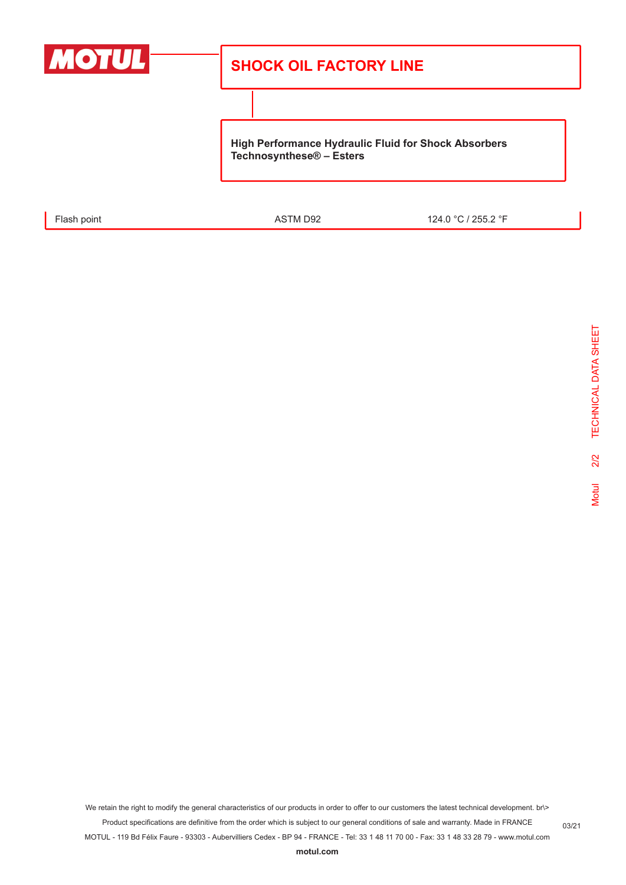# SHOCK OIL FACTORY LINE

**High Performance Hydraulic Fluid for Shock Absorbers**
**Technosynthese® – Esters**

| | | |
|---|---|---|
| Flash point | ASTM D92 | 124.0 °C / 255.2 °F |

We retain the right to modify the general characteristics of our products in order to offer to our customers the latest technical development. br\>
Product specifications are definitive from the order which is subject to our general conditions of sale and warranty. Made in FRANCE
MOTUL - 119 Bd Félix Faure - 93303 - Aubervilliers Cedex - BP 94 - FRANCE - Tel: 33 1 48 11 70 00 - Fax: 33 1 48 33 28 79 - www.motul.com

**motul.com**

03/21